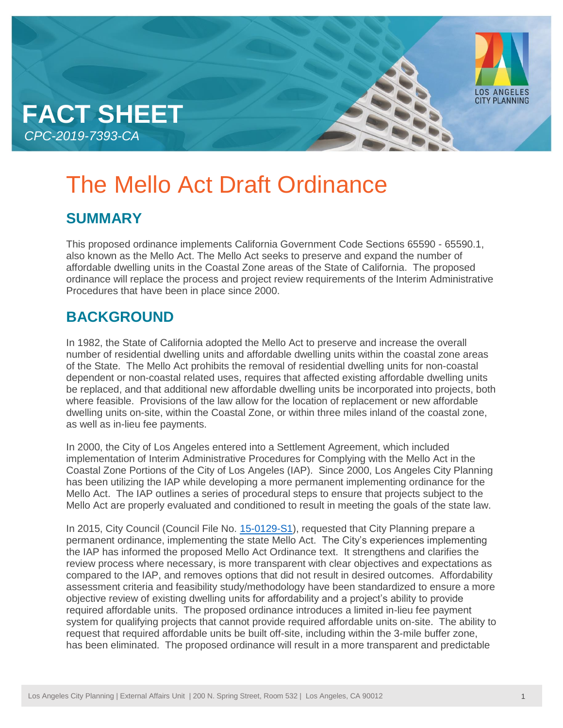# FACT SHEET

*CPC-2019-7393-CA*

# The Mello Act Draft Ordinance

## SUMMARY

This proposed ordinance implements California Government Code Sections 65590 - 65590.1, also known as the Mello Act. The Mello Act seeks to preserve and expand the number of affordable dwelling units in the Coastal Zone areas of the State of California. The proposed ordinance will replace the process and project review requirements of the Interim Administrative Procedures that have been in place since 2000.

## BACKGROUND

In 1982, the State of California adopted the Mello Act to preserve and increase the overall number of residential dwelling units and affordable dwelling units within the coastal zone areas of the State. The Mello Act prohibits the removal of residential dwelling units for non-coastal dependent or non-coastal related uses, requires that affected existing affordable dwelling units be replaced, and that additional new affordable dwelling units be incorporated into projects, both where feasible. Provisions of the law allow for the location of replacement or new affordable dwelling units on-site, within the Coastal Zone, or within three miles inland of the coastal zone, as well as in-lieu fee payments.

In 2000, the City of Los Angeles entered into a Settlement Agreement, which included implementation of Interim Administrative Procedures for Complying with the Mello Act in the Coastal Zone Portions of the City of Los Angeles (IAP). Since 2000, Los Angeles City Planning has been utilizing the IAP while developing a more permanent implementing ordinance for the Mello Act. The IAP outlines a series of procedural steps to ensure that projects subject to the Mello Act are properly evaluated and conditioned to result in meeting the goals of the state law.

In 2015, City Council (Council File No. 15-0129-S1), requested that City Planning prepare a permanent ordinance, implementing the state Mello Act. The City's experiences implementing the IAP has informed the proposed Mello Act Ordinance text. It strengthens and clarifies the review process where necessary, is more transparent with clear objectives and expectations as compared to the IAP, and removes options that did not result in desired outcomes. Affordability assessment criteria and feasibility study/methodology have been standardized to ensure a more objective review of existing dwelling units for affordability and a project's ability to provide required affordable units. The proposed ordinance introduces a limited in-lieu fee payment system for qualifying projects that cannot provide required affordable units on-site. The ability to request that required affordable units be built off-site, including within the 3-mile buffer zone, has been eliminated. The proposed ordinance will result in a more transparent and predictable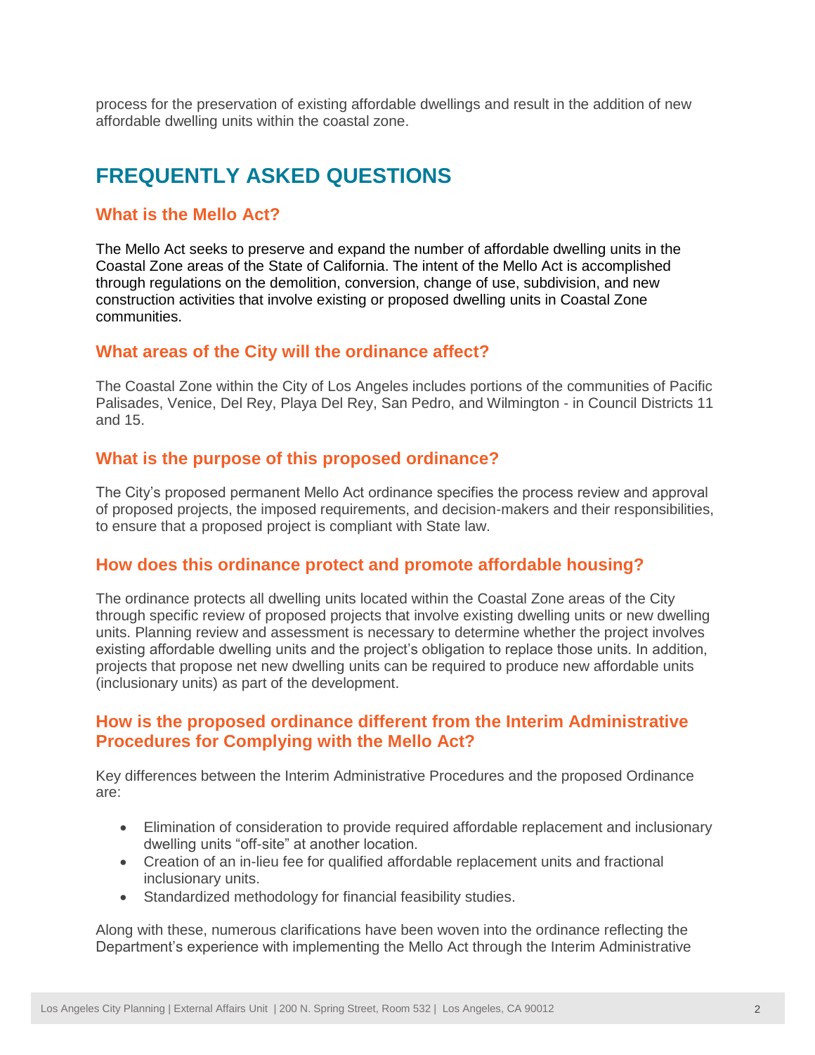process for the preservation of existing affordable dwellings and result in the addition of new affordable dwelling units within the coastal zone.

## FREQUENTLY ASKED QUESTIONS

### What is the Mello Act?

The Mello Act seeks to preserve and expand the number of affordable dwelling units in the Coastal Zone areas of the State of California. The intent of the Mello Act is accomplished through regulations on the demolition, conversion, change of use, subdivision, and new construction activities that involve existing or proposed dwelling units in Coastal Zone communities.

### What areas of the City will the ordinance affect?

The Coastal Zone within the City of Los Angeles includes portions of the communities of Pacific Palisades, Venice, Del Rey, Playa Del Rey, San Pedro, and Wilmington - in Council Districts 11 and 15.

### What is the purpose of this proposed ordinance?

The City's proposed permanent Mello Act ordinance specifies the process review and approval of proposed projects, the imposed requirements, and decision-makers and their responsibilities, to ensure that a proposed project is compliant with State law.

### How does this ordinance protect and promote affordable housing?

The ordinance protects all dwelling units located within the Coastal Zone areas of the City through specific review of proposed projects that involve existing dwelling units or new dwelling units. Planning review and assessment is necessary to determine whether the project involves existing affordable dwelling units and the project's obligation to replace those units. In addition, projects that propose net new dwelling units can be required to produce new affordable units (inclusionary units) as part of the development.

### How is the proposed ordinance different from the Interim Administrative Procedures for Complying with the Mello Act?

Key differences between the Interim Administrative Procedures and the proposed Ordinance are:

- Elimination of consideration to provide required affordable replacement and inclusionary dwelling units "off-site" at another location.
- Creation of an in-lieu fee for qualified affordable replacement units and fractional inclusionary units.
- Standardized methodology for financial feasibility studies.

Along with these, numerous clarifications have been woven into the ordinance reflecting the Department's experience with implementing the Mello Act through the Interim Administrative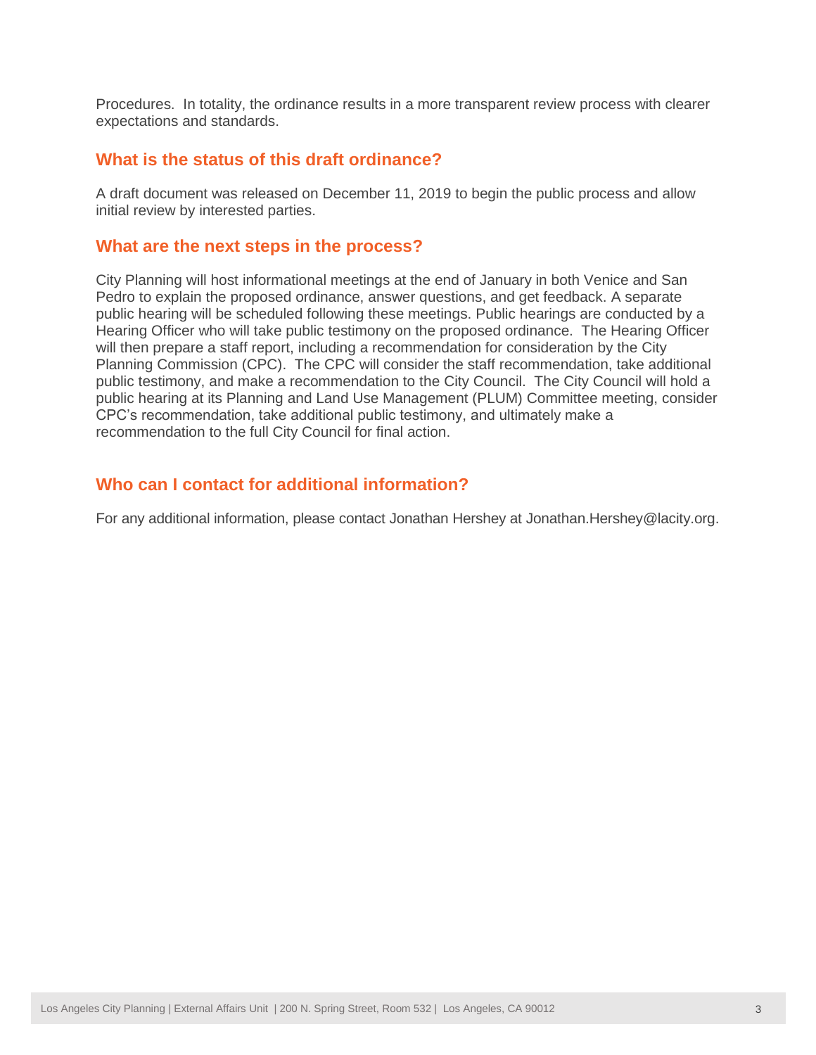Procedures. In totality, the ordinance results in a more transparent review process with clearer expectations and standards.

## What is the status of this draft ordinance?

A draft document was released on December 11, 2019 to begin the public process and allow initial review by interested parties.

## What are the next steps in the process?

City Planning will host informational meetings at the end of January in both Venice and San Pedro to explain the proposed ordinance, answer questions, and get feedback. A separate public hearing will be scheduled following these meetings. Public hearings are conducted by a Hearing Officer who will take public testimony on the proposed ordinance. The Hearing Officer will then prepare a staff report, including a recommendation for consideration by the City Planning Commission (CPC). The CPC will consider the staff recommendation, take additional public testimony, and make a recommendation to the City Council. The City Council will hold a public hearing at its Planning and Land Use Management (PLUM) Committee meeting, consider CPC's recommendation, take additional public testimony, and ultimately make a recommendation to the full City Council for final action.

## Who can I contact for additional information?

For any additional information, please contact Jonathan Hershey at Jonathan.Hershey@lacity.org.